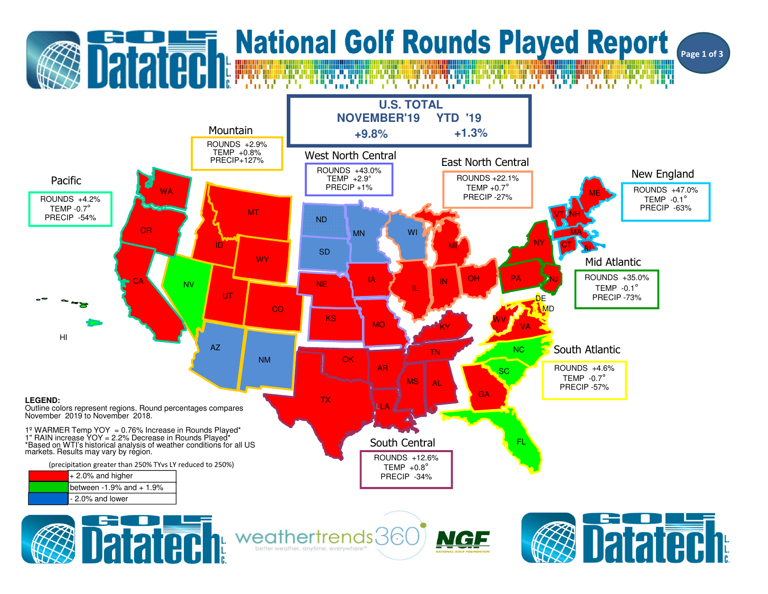# National Golf Rounds Played Report

## U.S. TOTAL

| NOVEMBER'19 | YTD '19 |
| --- | --- |
| +9.8% | +1.3% |

### Mountain
ROUNDS +2.9%
TEMP +0.8%
PRECIP +127%

### West North Central
ROUNDS +43.0%
TEMP +2.9°
PRECIP +1%

### East North Central
ROUNDS +22.1%
TEMP +0.7°
PRECIP -27%

### New England
ROUNDS +47.0%
TEMP -0.1°
PRECIP -63%

### Pacific
ROUNDS +4.2%
TEMP -0.7°
PRECIP -54%

### Mid Atlantic
ROUNDS +35.0%
TEMP -0.1°
PRECIP -73%

### South Atlantic
ROUNDS +4.6%
TEMP -0.7°
PRECIP -57%

### South Central
ROUNDS +12.6%
TEMP +0.8°
PRECIP -34%

WA, OR, CA, HI, ID, MT, WY, NV, UT, CO, AZ, NM, ND, SD, MN, NE, IA, KS, MO, WI, MI, IL, IN, OH, KY, TN, OK, AR, TX, LA, MS, AL, GA, FL, SC, NC, VA, WV, MD, DE, PA, NJ, NY, CT, RI, MA, VT, NH, ME

**LEGEND:**
Outline colors represent regions. Round percentages compares November 2019 to November 2018.

1º WARMER Temp YOY = 0.76% Increase in Rounds Played*
1" RAIN increase YOY = 2.2% Decrease in Rounds Played*
*Based on WTI's historical analysis of weather conditions for all US markets. Results may vary by region.

(precipitation greater than 250% TYvs LY reduced to 250%)

| Color | Range |
| --- | --- |
| Red | + 2.0% and higher |
| Green | between -1.9% and + 1.9% |
| Blue | - 2.0% and lower |

Golf Datatech L.L.C. | weathertrends360 better weather, anytime, everywhere® | NGF National Golf Foundation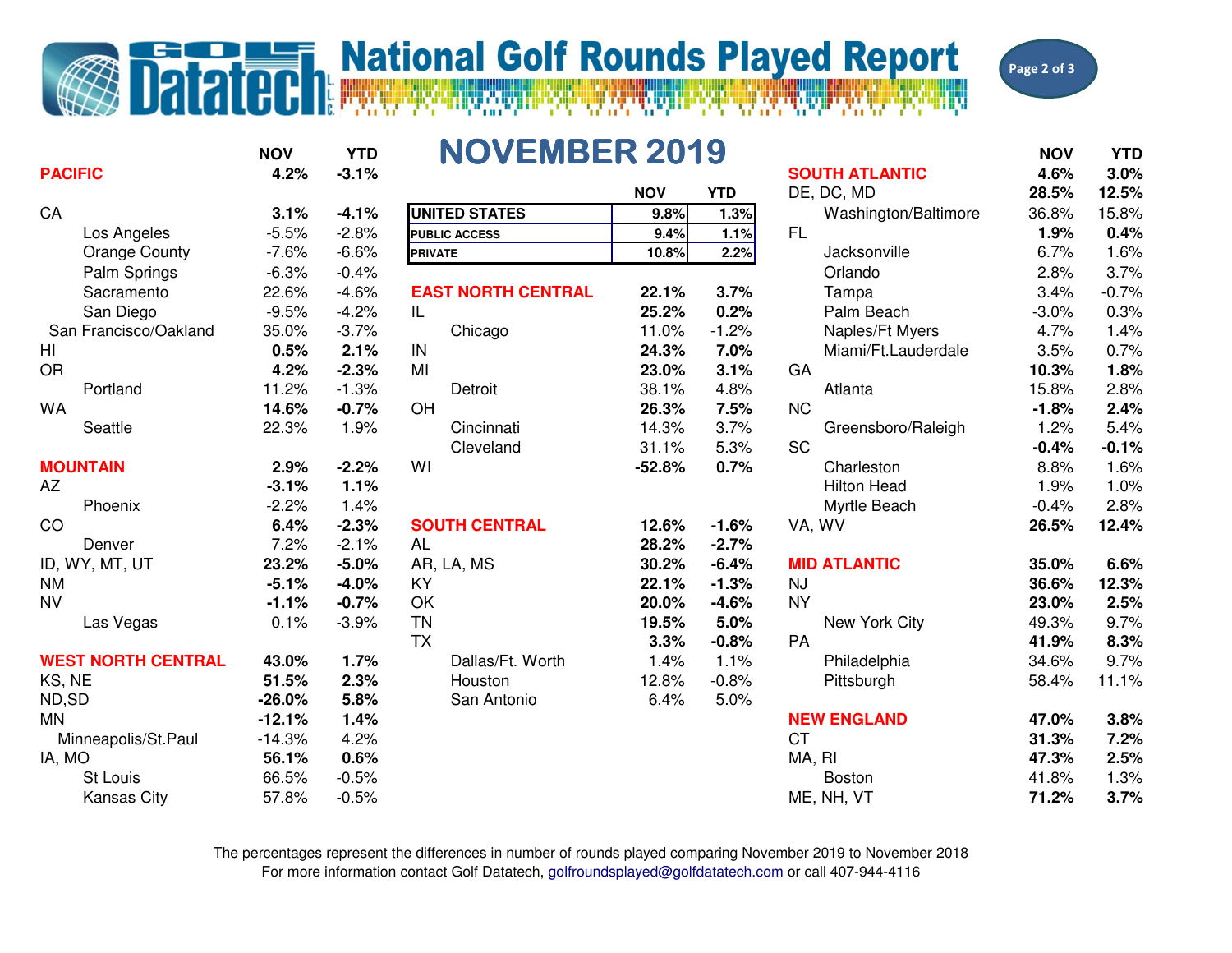# National Golf Rounds Played Report

## NOVEMBER 2019

| | NOV | YTD |
|---|---|---|
| **UNITED STATES** | **9.8%** | **1.3%** |
| **PUBLIC ACCESS** | **9.4%** | **1.1%** |
| **PRIVATE** | **10.8%** | **2.2%** |

| | NOV | YTD |
|---|---|---|
| **PACIFIC** | **4.2%** | **-3.1%** |
| CA | **3.1%** | **-4.1%** |
| Los Angeles | -5.5% | -2.8% |
| Orange County | -7.6% | -6.6% |
| Palm Springs | -6.3% | -0.4% |
| Sacramento | 22.6% | -4.6% |
| San Diego | -9.5% | -4.2% |
| San Francisco/Oakland | 35.0% | -3.7% |
| HI | **0.5%** | **2.1%** |
| OR | **4.2%** | **-2.3%** |
| Portland | 11.2% | -1.3% |
| WA | **14.6%** | **-0.7%** |
| Seattle | 22.3% | 1.9% |
| **MOUNTAIN** | **2.9%** | **-2.2%** |
| AZ | **-3.1%** | **1.1%** |
| Phoenix | -2.2% | 1.4% |
| CO | **6.4%** | **-2.3%** |
| Denver | 7.2% | -2.1% |
| ID, WY, MT, UT | **23.2%** | **-5.0%** |
| NM | **-5.1%** | **-4.0%** |
| NV | **-1.1%** | **-0.7%** |
| Las Vegas | 0.1% | -3.9% |
| **WEST NORTH CENTRAL** | **43.0%** | **1.7%** |
| KS, NE | **51.5%** | **2.3%** |
| ND,SD | **-26.0%** | **5.8%** |
| MN | **-12.1%** | **1.4%** |
| Minneapolis/St.Paul | -14.3% | 4.2% |
| IA, MO | **56.1%** | **0.6%** |
| St Louis | 66.5% | -0.5% |
| Kansas City | 57.8% | -0.5% |

| | NOV | YTD |
|---|---|---|
| **EAST NORTH CENTRAL** | **22.1%** | **3.7%** |
| IL | **25.2%** | **0.2%** |
| Chicago | 11.0% | -1.2% |
| IN | **24.3%** | **7.0%** |
| MI | **23.0%** | **3.1%** |
| Detroit | 38.1% | 4.8% |
| OH | **26.3%** | **7.5%** |
| Cincinnati | 14.3% | 3.7% |
| Cleveland | 31.1% | 5.3% |
| WI | **-52.8%** | **0.7%** |
| **SOUTH CENTRAL** | **12.6%** | **-1.6%** |
| AL | **28.2%** | **-2.7%** |
| AR, LA, MS | **30.2%** | **-6.4%** |
| KY | **22.1%** | **-1.3%** |
| OK | **20.0%** | **-4.6%** |
| TN | **19.5%** | **5.0%** |
| TX | **3.3%** | **-0.8%** |
| Dallas/Ft. Worth | 1.4% | 1.1% |
| Houston | 12.8% | -0.8% |
| San Antonio | 6.4% | 5.0% |

| | NOV | YTD |
|---|---|---|
| **SOUTH ATLANTIC** | **4.6%** | **3.0%** |
| DE, DC, MD | **28.5%** | **12.5%** |
| Washington/Baltimore | 36.8% | 15.8% |
| FL | **1.9%** | **0.4%** |
| Jacksonville | 6.7% | 1.6% |
| Orlando | 2.8% | 3.7% |
| Tampa | 3.4% | -0.7% |
| Palm Beach | -3.0% | 0.3% |
| Naples/Ft Myers | 4.7% | 1.4% |
| Miami/Ft.Lauderdale | 3.5% | 0.7% |
| GA | **10.3%** | **1.8%** |
| Atlanta | 15.8% | 2.8% |
| NC | **-1.8%** | **2.4%** |
| Greensboro/Raleigh | 1.2% | 5.4% |
| SC | **-0.4%** | **-0.1%** |
| Charleston | 8.8% | 1.6% |
| Hilton Head | 1.9% | 1.0% |
| Myrtle Beach | -0.4% | 2.8% |
| VA, WV | **26.5%** | **12.4%** |
| **MID ATLANTIC** | **35.0%** | **6.6%** |
| NJ | **36.6%** | **12.3%** |
| NY | **23.0%** | **2.5%** |
| New York City | 49.3% | 9.7% |
| PA | **41.9%** | **8.3%** |
| Philadelphia | 34.6% | 9.7% |
| Pittsburgh | 58.4% | 11.1% |
| **NEW ENGLAND** | **47.0%** | **3.8%** |
| CT | **31.3%** | **7.2%** |
| MA, RI | **47.3%** | **2.5%** |
| Boston | 41.8% | 1.3% |
| ME, NH, VT | **71.2%** | **3.7%** |

The percentages represent the differences in number of rounds played comparing November 2019 to November 2018
For more information contact Golf Datatech, golfroundsplayed@golfdatatech.com or call 407-944-4116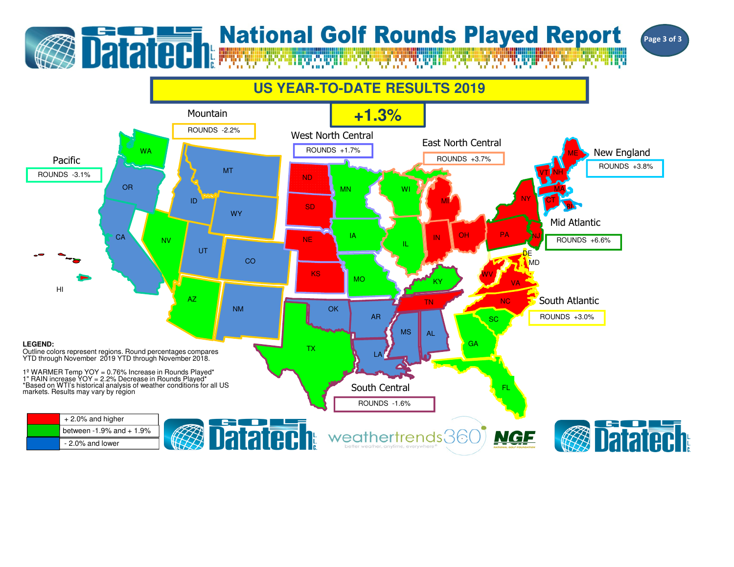# National Golf Rounds Played Report

## US YEAR-TO-DATE RESULTS 2019

**+1.3%**

Mountain
ROUNDS -2.2%

West North Central
ROUNDS +1.7%

East North Central
ROUNDS +3.7%

New England
ROUNDS +3.8%

Pacific
ROUNDS -3.1%

Mid Atlantic
ROUNDS +6.6%

South Atlantic
ROUNDS +3.0%

South Central
ROUNDS -1.6%

WA, OR, CA, HI, NV, ID, MT, WY, UT, CO, AZ, NM, ND, SD, NE, KS, MN, IA, MO, WI, IL, MI, IN, OH, KY, TN, OK, AR, TX, LA, MS, AL, ME, VT, NH, MA, CT, RI, NY, PA, NJ, DE, MD, WV, VA, NC, SC, GA, FL

**LEGEND:**
Outline colors represent regions. Round percentages compares YTD through November 2019 YTD through November 2018.

1º WARMER Temp YOY = 0.76% Increase in Rounds Played*
1" RAIN increase YOY = 2.2% Decrease in Rounds Played*
*Based on WTI's historical analysis of weather conditions for all US markets. Results may vary by region

+ 2.0% and higher
between -1.9% and + 1.9%
- 2.0% and lower

Golf Datatech L.L.C.
weathertrends360 better weather, anytime, everywhere®
NGF National Golf Foundation
Golf Datatech L.L.C.